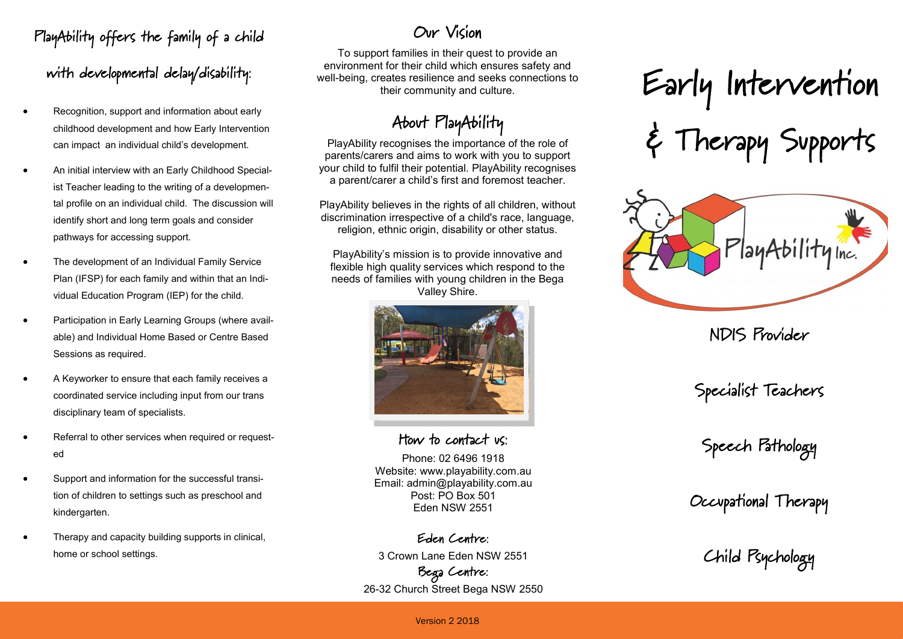## PlayAbility offers the family of a child with developmental delay/disability:

- Recognition, support and information about early childhood development and how Early Intervention can impact an individual child's development.
- An initial interview with an Early Childhood Specialist Teacher leading to the writing of a developmental profile on an individual child. The discussion will identify short and long term goals and consider pathways for accessing support.
- The development of an Individual Family Service Plan (IFSP) for each family and within that an Individual Education Program (IEP) for the child.
- Participation in Early Learning Groups (where available) and Individual Home Based or Centre Based Sessions as required.
- A Keyworker to ensure that each family receives a coordinated service including input from our trans disciplinary team of specialists.
- Referral to other services when required or requested
- Support and information for the successful transition of children to settings such as preschool and kindergarten.
- Therapy and capacity building supports in clinical, home or school settings.

## Our Vision

To support families in their quest to provide an environment for their child which ensures safety and well-being, creates resilience and seeks connections to their community and culture.

## About PlayAbility

PlayAbility recognises the importance of the role of parents/carers and aims to work with you to support your child to fulfil their potential. PlayAbility recognises a parent/carer a child's first and foremost teacher.

PlayAbility believes in the rights of all children, without discrimination irrespective of a child's race, language, religion, ethnic origin, disability or other status.

PlayAbility's mission is to provide innovative and flexible high quality services which respond to the needs of families with young children in the Bega Valley Shire.

### How to contact us:

Phone: 02 6496 1918
Website: www.playability.com.au
Email: admin@playability.com.au
Post: PO Box 501
Eden NSW 2551

**Eden Centre:**
3 Crown Lane Eden NSW 2551

**Bega Centre:**
26-32 Church Street Bega NSW 2550

# Early Intervention & Therapy Supports

PlayAbility Inc.

NDIS Provider

Specialist Teachers

Speech Pathology

Occupational Therapy

Child Psychology

Version 2 2018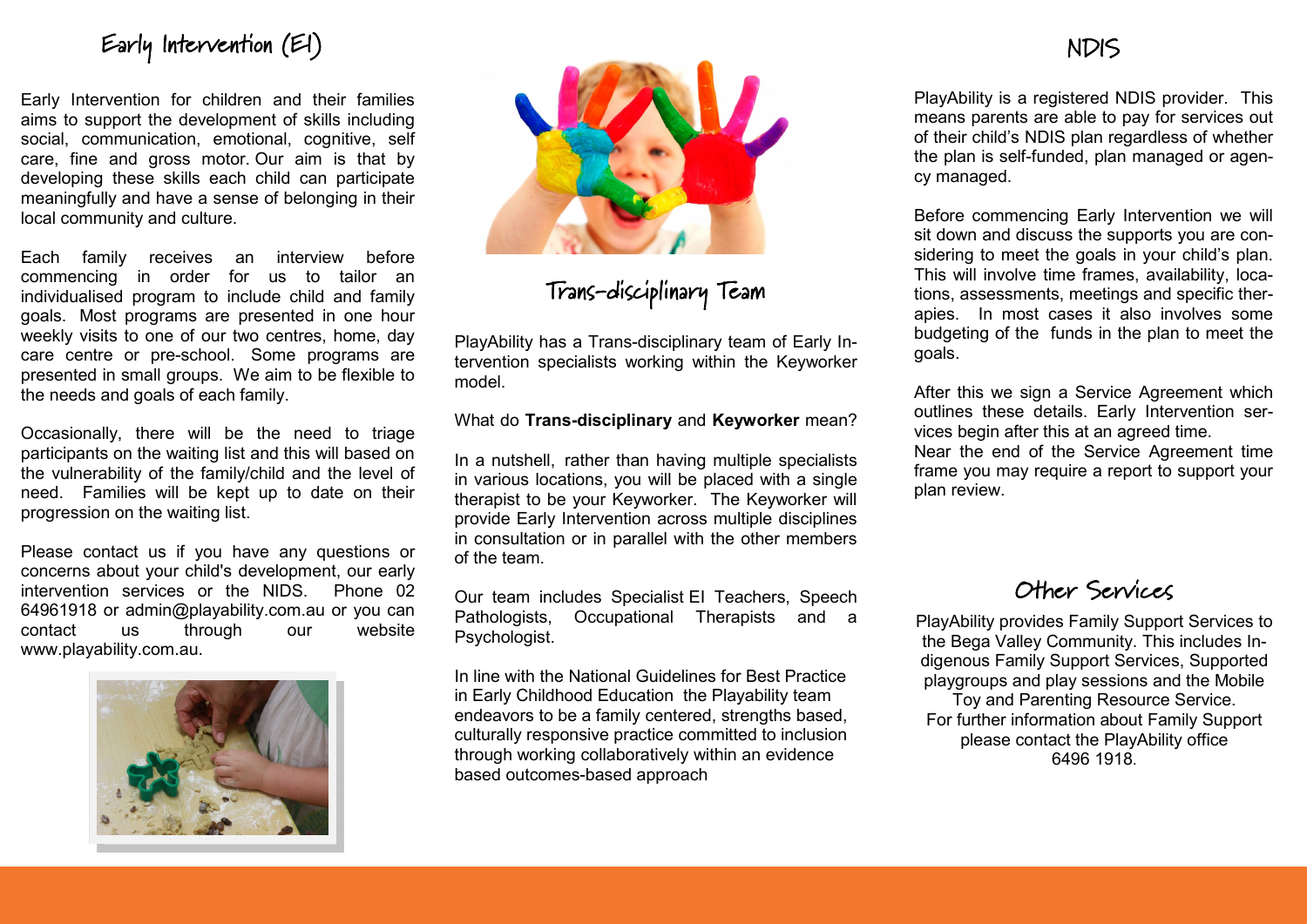## Early Intervention (EI)

Early Intervention for children and their families aims to support the development of skills including social, communication, emotional, cognitive, self care, fine and gross motor. Our aim is that by developing these skills each child can participate meaningfully and have a sense of belonging in their local community and culture.

Each family receives an interview before commencing in order for us to tailor an individualised program to include child and family goals. Most programs are presented in one hour weekly visits to one of our two centres, home, day care centre or pre-school. Some programs are presented in small groups. We aim to be flexible to the needs and goals of each family.

Occasionally, there will be the need to triage participants on the waiting list and this will based on the vulnerability of the family/child and the level of need. Families will be kept up to date on their progression on the waiting list.

Please contact us if you have any questions or concerns about your child's development, our early intervention services or the NIDS. Phone 02 64961918 or admin@playability.com.au or you can contact us through our website www.playability.com.au.

## Trans-disciplinary Team

PlayAbility has a Trans-disciplinary team of Early Intervention specialists working within the Keyworker model.

What do **Trans-disciplinary** and **Keyworker** mean?

In a nutshell, rather than having multiple specialists in various locations, you will be placed with a single therapist to be your Keyworker. The Keyworker will provide Early Intervention across multiple disciplines in consultation or in parallel with the other members of the team.

Our team includes Specialist EI Teachers, Speech Pathologists, Occupational Therapists and a Psychologist.

In line with the National Guidelines for Best Practice in Early Childhood Education the Playability team endeavors to be a family centered, strengths based, culturally responsive practice committed to inclusion through working collaboratively within an evidence based outcomes-based approach

## NDIS

PlayAbility is a registered NDIS provider. This means parents are able to pay for services out of their child's NDIS plan regardless of whether the plan is self-funded, plan managed or agency managed.

Before commencing Early Intervention we will sit down and discuss the supports you are considering to meet the goals in your child's plan. This will involve time frames, availability, locations, assessments, meetings and specific therapies. In most cases it also involves some budgeting of the funds in the plan to meet the goals.

After this we sign a Service Agreement which outlines these details. Early Intervention services begin after this at an agreed time.
Near the end of the Service Agreement time frame you may require a report to support your plan review.

## Other Services

PlayAbility provides Family Support Services to the Bega Valley Community. This includes Indigenous Family Support Services, Supported playgroups and play sessions and the Mobile Toy and Parenting Resource Service.
For further information about Family Support please contact the PlayAbility office 6496 1918.